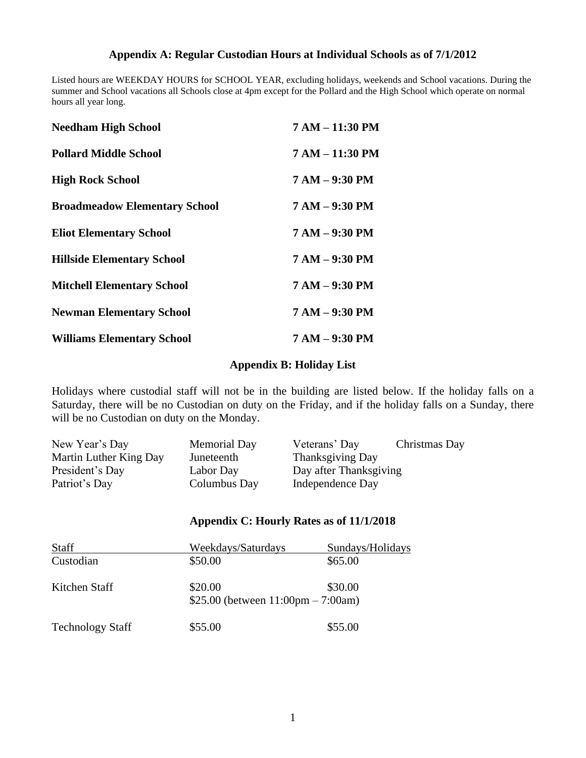## Appendix A: Regular Custodian Hours at Individual Schools as of 7/1/2012

Listed hours are WEEKDAY HOURS for SCHOOL YEAR, excluding holidays, weekends and School vacations. During the summer and School vacations all Schools close at 4pm except for the Pollard and the High School which operate on normal hours all year long.

| | |
|---|---|
| **Needham High School** | **7 AM – 11:30 PM** |
| **Pollard Middle School** | **7 AM – 11:30 PM** |
| **High Rock School** | **7 AM – 9:30 PM** |
| **Broadmeadow Elementary School** | **7 AM – 9:30 PM** |
| **Eliot Elementary School** | **7 AM – 9:30 PM** |
| **Hillside Elementary School** | **7 AM – 9:30 PM** |
| **Mitchell Elementary School** | **7 AM – 9:30 PM** |
| **Newman Elementary School** | **7 AM – 9:30 PM** |
| **Williams Elementary School** | **7 AM – 9:30 PM** |

## Appendix B: Holiday List

Holidays where custodial staff will not be in the building are listed below. If the holiday falls on a Saturday, there will be no Custodian on duty on the Friday, and if the holiday falls on a Sunday, there will be no Custodian on duty on the Monday.

| | | | |
|---|---|---|---|
| New Year's Day | Memorial Day | Veterans' Day | Christmas Day |
| Martin Luther King Day | Juneteenth | Thanksgiving Day | |
| President's Day | Labor Day | Day after Thanksgiving | |
| Patriot's Day | Columbus Day | Independence Day | |

## Appendix C: Hourly Rates as of 11/1/2018

| Staff | Weekdays/Saturdays | Sundays/Holidays |
|---|---|---|
| Custodian | \$50.00 | \$65.00 |
| Kitchen Staff | \$20.00<br>\$25.00 (between 11:00pm – 7:00am) | \$30.00 |
| Technology Staff | \$55.00 | \$55.00 |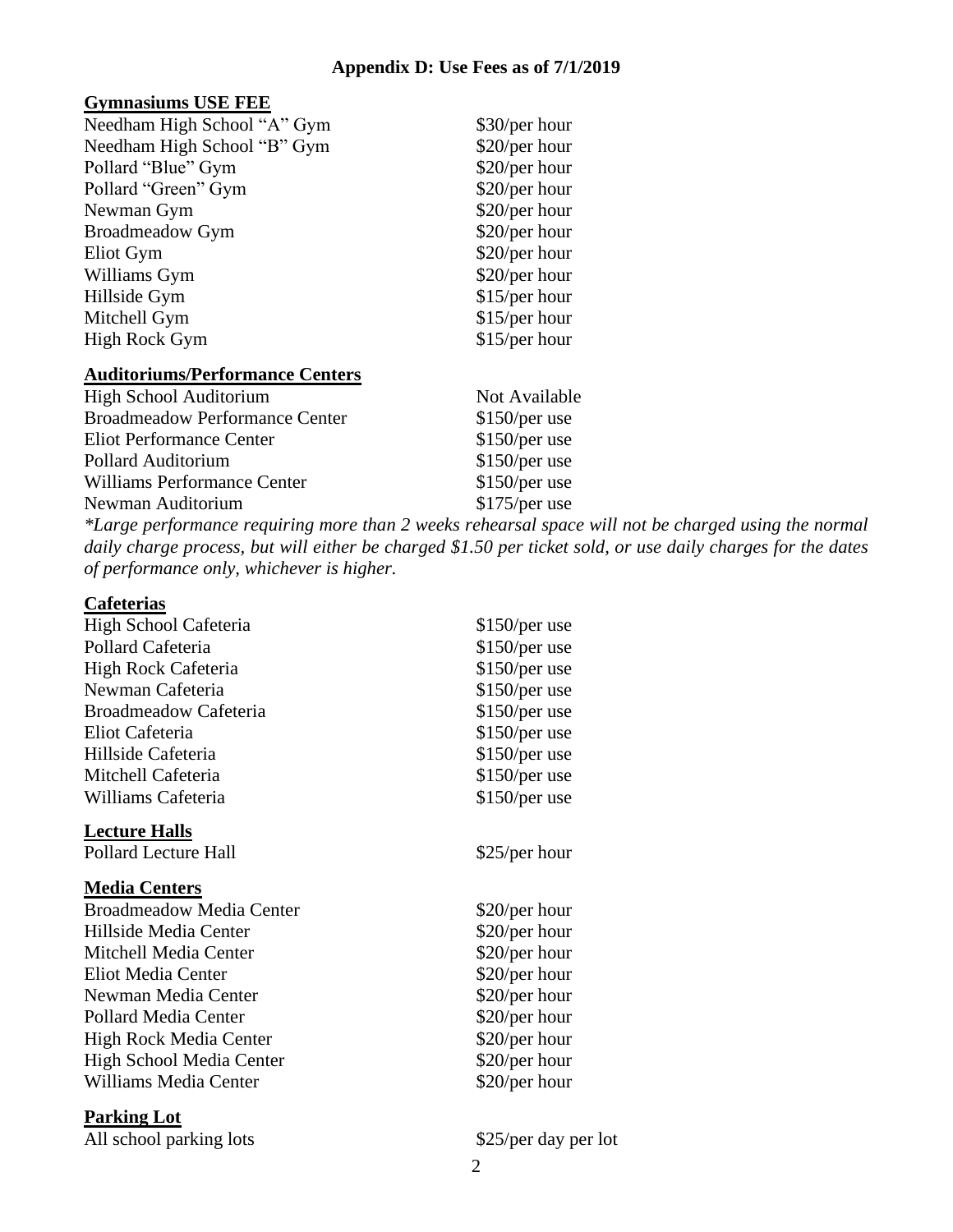# Appendix D: Use Fees as of 7/1/2019

## Gymnasiums USE FEE

| | |
|---|---|
| Needham High School "A" Gym | $30/per hour |
| Needham High School "B" Gym | $20/per hour |
| Pollard "Blue" Gym | $20/per hour |
| Pollard "Green" Gym | $20/per hour |
| Newman Gym | $20/per hour |
| Broadmeadow Gym | $20/per hour |
| Eliot Gym | $20/per hour |
| Williams Gym | $20/per hour |
| Hillside Gym | $15/per hour |
| Mitchell Gym | $15/per hour |
| High Rock Gym | $15/per hour |

## Auditoriums/Performance Centers

| | |
|---|---|
| High School Auditorium | Not Available |
| Broadmeadow Performance Center | $150/per use |
| Eliot Performance Center | $150/per use |
| Pollard Auditorium | $150/per use |
| Williams Performance Center | $150/per use |
| Newman Auditorium | $175/per use |

*\*Large performance requiring more than 2 weeks rehearsal space will not be charged using the normal daily charge process, but will either be charged $1.50 per ticket sold, or use daily charges for the dates of performance only, whichever is higher.*

## Cafeterias

| | |
|---|---|
| High School Cafeteria | $150/per use |
| Pollard Cafeteria | $150/per use |
| High Rock Cafeteria | $150/per use |
| Newman Cafeteria | $150/per use |
| Broadmeadow Cafeteria | $150/per use |
| Eliot Cafeteria | $150/per use |
| Hillside Cafeteria | $150/per use |
| Mitchell Cafeteria | $150/per use |
| Williams Cafeteria | $150/per use |

## Lecture Halls

| | |
|---|---|
| Pollard Lecture Hall | $25/per hour |

## Media Centers

| | |
|---|---|
| Broadmeadow Media Center | $20/per hour |
| Hillside Media Center | $20/per hour |
| Mitchell Media Center | $20/per hour |
| Eliot Media Center | $20/per hour |
| Newman Media Center | $20/per hour |
| Pollard Media Center | $20/per hour |
| High Rock Media Center | $20/per hour |
| High School Media Center | $20/per hour |
| Williams Media Center | $20/per hour |

## Parking Lot

| | |
|---|---|
| All school parking lots | $25/per day per lot |